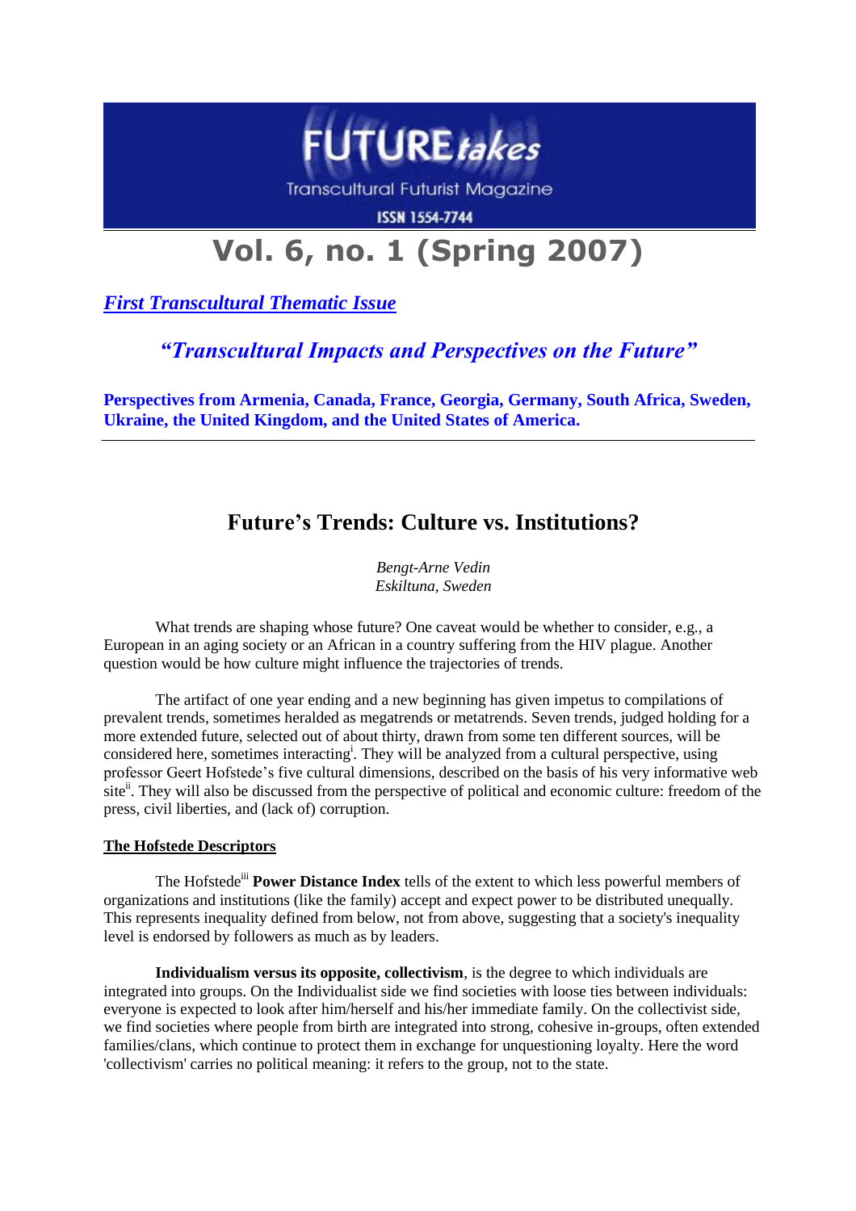# FUTURE*takes*

Transcultural Futurist Magazine

ISSN 1554-7744

# Vol. 6, no. 1 (Spring 2007)

***First Transcultural Thematic Issue***

***"Transcultural Impacts and Perspectives on the Future"***

**Perspectives from Armenia, Canada, France, Georgia, Germany, South Africa, Sweden, Ukraine, the United Kingdom, and the United States of America.**

---

## Future's Trends: Culture vs. Institutions?

*Bengt-Arne Vedin*
*Eskiltuna, Sweden*

What trends are shaping whose future? One caveat would be whether to consider, e.g., a European in an aging society or an African in a country suffering from the HIV plague. Another question would be how culture might influence the trajectories of trends.

The artifact of one year ending and a new beginning has given impetus to compilations of prevalent trends, sometimes heralded as megatrends or metatrends. Seven trends, judged holding for a more extended future, selected out of about thirty, drawn from some ten different sources, will be considered here, sometimes interacting[i]. They will be analyzed from a cultural perspective, using professor Geert Hofstede's five cultural dimensions, described on the basis of his very informative web site[ii]. They will also be discussed from the perspective of political and economic culture: freedom of the press, civil liberties, and (lack of) corruption.

**The Hofstede Descriptors**

The Hofstede[iii] **Power Distance Index** tells of the extent to which less powerful members of organizations and institutions (like the family) accept and expect power to be distributed unequally. This represents inequality defined from below, not from above, suggesting that a society's inequality level is endorsed by followers as much as by leaders.

**Individualism versus its opposite, collectivism**, is the degree to which individuals are integrated into groups. On the Individualist side we find societies with loose ties between individuals: everyone is expected to look after him/herself and his/her immediate family. On the collectivist side, we find societies where people from birth are integrated into strong, cohesive in-groups, often extended families/clans, which continue to protect them in exchange for unquestioning loyalty. Here the word 'collectivism' carries no political meaning: it refers to the group, not to the state.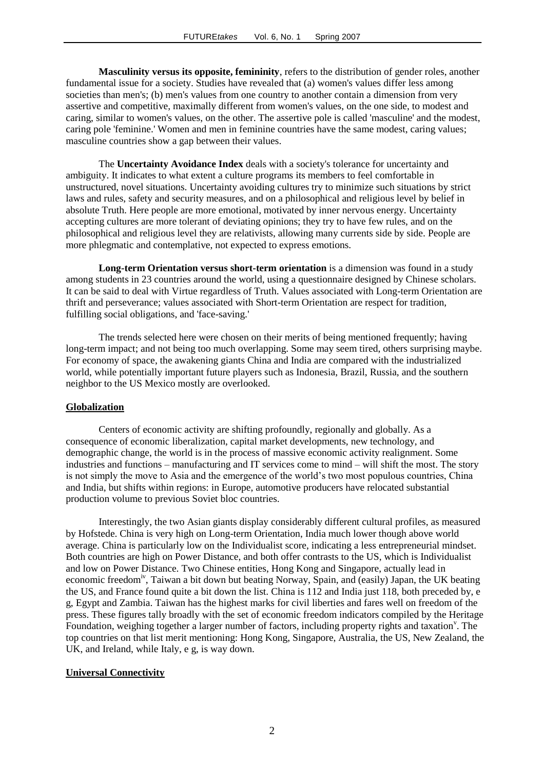**Masculinity versus its opposite, femininity**, refers to the distribution of gender roles, another fundamental issue for a society. Studies have revealed that (a) women's values differ less among societies than men's; (b) men's values from one country to another contain a dimension from very assertive and competitive, maximally different from women's values, on the one side, to modest and caring, similar to women's values, on the other. The assertive pole is called 'masculine' and the modest, caring pole 'feminine.' Women and men in feminine countries have the same modest, caring values; masculine countries show a gap between their values.

The **Uncertainty Avoidance Index** deals with a society's tolerance for uncertainty and ambiguity. It indicates to what extent a culture programs its members to feel comfortable in unstructured, novel situations. Uncertainty avoiding cultures try to minimize such situations by strict laws and rules, safety and security measures, and on a philosophical and religious level by belief in absolute Truth. Here people are more emotional, motivated by inner nervous energy. Uncertainty accepting cultures are more tolerant of deviating opinions; they try to have few rules, and on the philosophical and religious level they are relativists, allowing many currents side by side. People are more phlegmatic and contemplative, not expected to express emotions.

**Long-term Orientation versus short-term orientation** is a dimension was found in a study among students in 23 countries around the world, using a questionnaire designed by Chinese scholars. It can be said to deal with Virtue regardless of Truth. Values associated with Long-term Orientation are thrift and perseverance; values associated with Short-term Orientation are respect for tradition, fulfilling social obligations, and 'face-saving.'

The trends selected here were chosen on their merits of being mentioned frequently; having long-term impact; and not being too much overlapping. Some may seem tired, others surprising maybe. For economy of space, the awakening giants China and India are compared with the industrialized world, while potentially important future players such as Indonesia, Brazil, Russia, and the southern neighbor to the US Mexico mostly are overlooked.

## Globalization

Centers of economic activity are shifting profoundly, regionally and globally. As a consequence of economic liberalization, capital market developments, new technology, and demographic change, the world is in the process of massive economic activity realignment. Some industries and functions – manufacturing and IT services come to mind – will shift the most. The story is not simply the move to Asia and the emergence of the world's two most populous countries, China and India, but shifts within regions: in Europe, automotive producers have relocated substantial production volume to previous Soviet bloc countries.

Interestingly, the two Asian giants display considerably different cultural profiles, as measured by Hofstede. China is very high on Long-term Orientation, India much lower though above world average. China is particularly low on the Individualist score, indicating a less entrepreneurial mindset. Both countries are high on Power Distance, and both offer contrasts to the US, which is Individualist and low on Power Distance. Two Chinese entities, Hong Kong and Singapore, actually lead in economic freedom[iv], Taiwan a bit down but beating Norway, Spain, and (easily) Japan, the UK beating the US, and France found quite a bit down the list. China is 112 and India just 118, both preceded by, e g, Egypt and Zambia. Taiwan has the highest marks for civil liberties and fares well on freedom of the press. These figures tally broadly with the set of economic freedom indicators compiled by the Heritage Foundation, weighing together a larger number of factors, including property rights and taxation[v]. The top countries on that list merit mentioning: Hong Kong, Singapore, Australia, the US, New Zealand, the UK, and Ireland, while Italy, e g, is way down.

## Universal Connectivity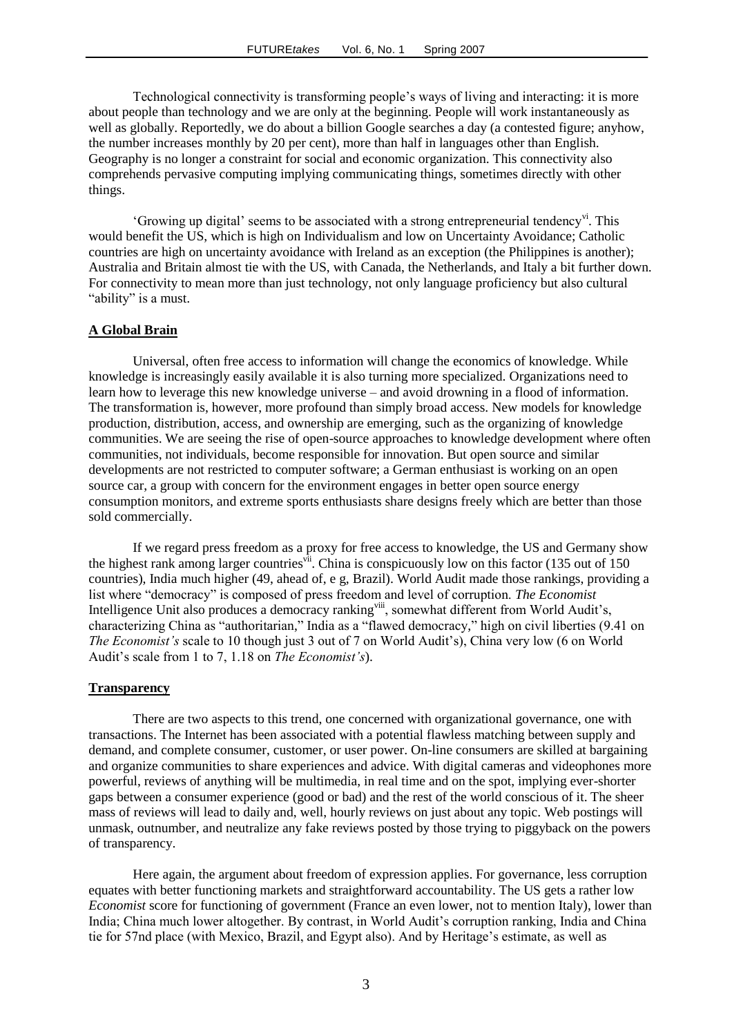Technological connectivity is transforming people's ways of living and interacting: it is more about people than technology and we are only at the beginning. People will work instantaneously as well as globally. Reportedly, we do about a billion Google searches a day (a contested figure; anyhow, the number increases monthly by 20 per cent), more than half in languages other than English. Geography is no longer a constraint for social and economic organization. This connectivity also comprehends pervasive computing implying communicating things, sometimes directly with other things.

'Growing up digital' seems to be associated with a strong entrepreneurial tendency[vi]. This would benefit the US, which is high on Individualism and low on Uncertainty Avoidance; Catholic countries are high on uncertainty avoidance with Ireland as an exception (the Philippines is another); Australia and Britain almost tie with the US, with Canada, the Netherlands, and Italy a bit further down. For connectivity to mean more than just technology, not only language proficiency but also cultural "ability" is a must.

## A Global Brain

Universal, often free access to information will change the economics of knowledge. While knowledge is increasingly easily available it is also turning more specialized. Organizations need to learn how to leverage this new knowledge universe – and avoid drowning in a flood of information. The transformation is, however, more profound than simply broad access. New models for knowledge production, distribution, access, and ownership are emerging, such as the organizing of knowledge communities. We are seeing the rise of open-source approaches to knowledge development where often communities, not individuals, become responsible for innovation. But open source and similar developments are not restricted to computer software; a German enthusiast is working on an open source car, a group with concern for the environment engages in better open source energy consumption monitors, and extreme sports enthusiasts share designs freely which are better than those sold commercially.

If we regard press freedom as a proxy for free access to knowledge, the US and Germany show the highest rank among larger countries[vii]. China is conspicuously low on this factor (135 out of 150 countries), India much higher (49, ahead of, e g, Brazil). World Audit made those rankings, providing a list where "democracy" is composed of press freedom and level of corruption. *The Economist* Intelligence Unit also produces a democracy ranking[viii], somewhat different from World Audit's, characterizing China as "authoritarian," India as a "flawed democracy," high on civil liberties (9.41 on *The Economist's* scale to 10 though just 3 out of 7 on World Audit's), China very low (6 on World Audit's scale from 1 to 7, 1.18 on *The Economist's*).

## Transparency

There are two aspects to this trend, one concerned with organizational governance, one with transactions. The Internet has been associated with a potential flawless matching between supply and demand, and complete consumer, customer, or user power. On-line consumers are skilled at bargaining and organize communities to share experiences and advice. With digital cameras and videophones more powerful, reviews of anything will be multimedia, in real time and on the spot, implying ever-shorter gaps between a consumer experience (good or bad) and the rest of the world conscious of it. The sheer mass of reviews will lead to daily and, well, hourly reviews on just about any topic. Web postings will unmask, outnumber, and neutralize any fake reviews posted by those trying to piggyback on the powers of transparency.

Here again, the argument about freedom of expression applies. For governance, less corruption equates with better functioning markets and straightforward accountability. The US gets a rather low *Economist* score for functioning of government (France an even lower, not to mention Italy), lower than India; China much lower altogether. By contrast, in World Audit's corruption ranking, India and China tie for 57nd place (with Mexico, Brazil, and Egypt also). And by Heritage's estimate, as well as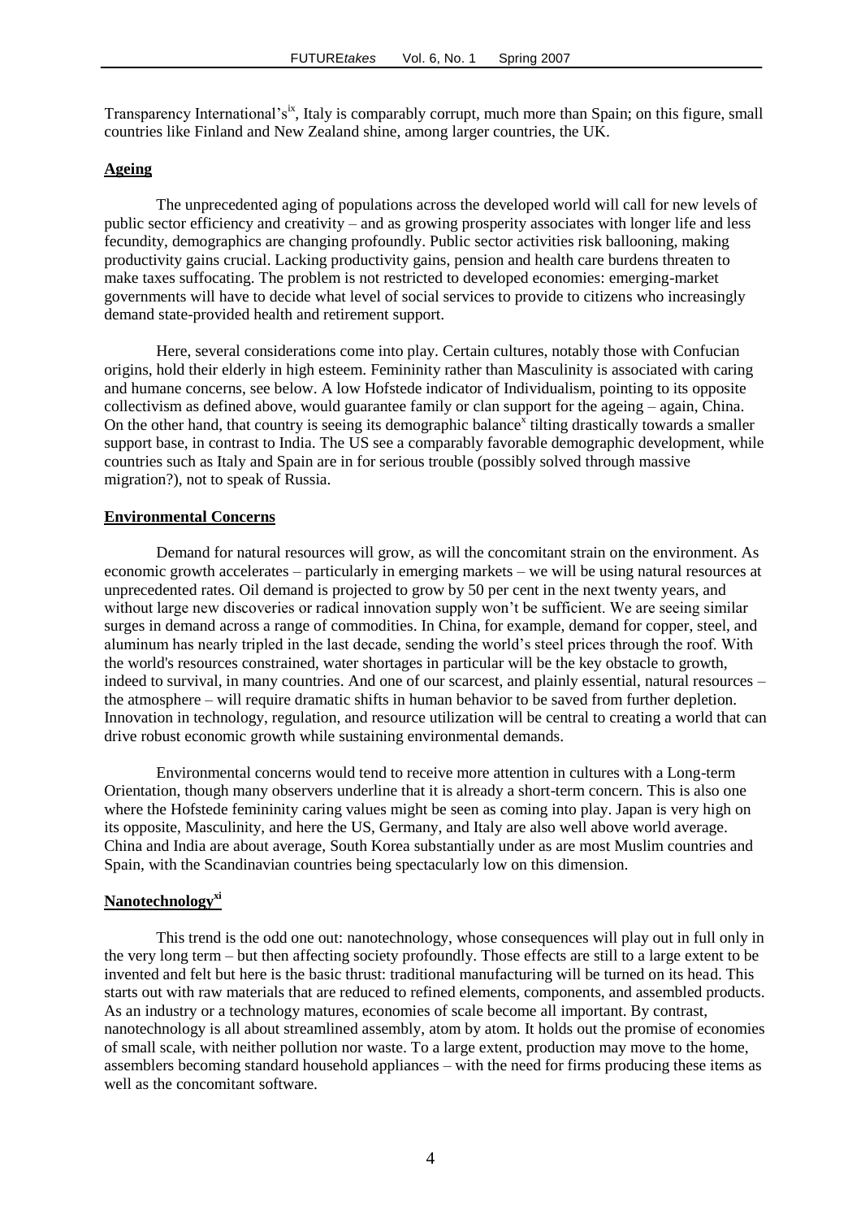Transparency International's[ix], Italy is comparably corrupt, much more than Spain; on this figure, small countries like Finland and New Zealand shine, among larger countries, the UK.

## Ageing

The unprecedented aging of populations across the developed world will call for new levels of public sector efficiency and creativity – and as growing prosperity associates with longer life and less fecundity, demographics are changing profoundly. Public sector activities risk ballooning, making productivity gains crucial. Lacking productivity gains, pension and health care burdens threaten to make taxes suffocating. The problem is not restricted to developed economies: emerging-market governments will have to decide what level of social services to provide to citizens who increasingly demand state-provided health and retirement support.

Here, several considerations come into play. Certain cultures, notably those with Confucian origins, hold their elderly in high esteem. Femininity rather than Masculinity is associated with caring and humane concerns, see below. A low Hofstede indicator of Individualism, pointing to its opposite collectivism as defined above, would guarantee family or clan support for the ageing – again, China. On the other hand, that country is seeing its demographic balance[x] tilting drastically towards a smaller support base, in contrast to India. The US see a comparably favorable demographic development, while countries such as Italy and Spain are in for serious trouble (possibly solved through massive migration?), not to speak of Russia.

## Environmental Concerns

Demand for natural resources will grow, as will the concomitant strain on the environment. As economic growth accelerates – particularly in emerging markets – we will be using natural resources at unprecedented rates. Oil demand is projected to grow by 50 per cent in the next twenty years, and without large new discoveries or radical innovation supply won't be sufficient. We are seeing similar surges in demand across a range of commodities. In China, for example, demand for copper, steel, and aluminum has nearly tripled in the last decade, sending the world's steel prices through the roof. With the world's resources constrained, water shortages in particular will be the key obstacle to growth, indeed to survival, in many countries. And one of our scarcest, and plainly essential, natural resources – the atmosphere – will require dramatic shifts in human behavior to be saved from further depletion. Innovation in technology, regulation, and resource utilization will be central to creating a world that can drive robust economic growth while sustaining environmental demands.

Environmental concerns would tend to receive more attention in cultures with a Long-term Orientation, though many observers underline that it is already a short-term concern. This is also one where the Hofstede femininity caring values might be seen as coming into play. Japan is very high on its opposite, Masculinity, and here the US, Germany, and Italy are also well above world average. China and India are about average, South Korea substantially under as are most Muslim countries and Spain, with the Scandinavian countries being spectacularly low on this dimension.

## Nanotechnology[xi]

This trend is the odd one out: nanotechnology, whose consequences will play out in full only in the very long term – but then affecting society profoundly. Those effects are still to a large extent to be invented and felt but here is the basic thrust: traditional manufacturing will be turned on its head. This starts out with raw materials that are reduced to refined elements, components, and assembled products. As an industry or a technology matures, economies of scale become all important. By contrast, nanotechnology is all about streamlined assembly, atom by atom. It holds out the promise of economies of small scale, with neither pollution nor waste. To a large extent, production may move to the home, assemblers becoming standard household appliances – with the need for firms producing these items as well as the concomitant software.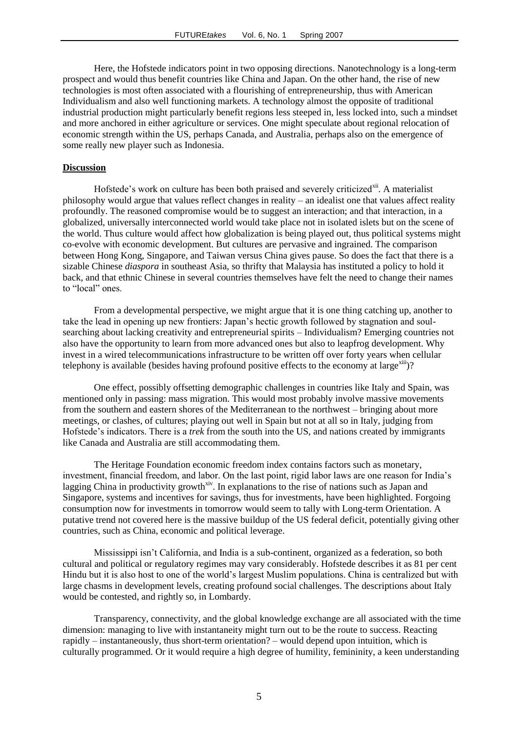Here, the Hofstede indicators point in two opposing directions. Nanotechnology is a long-term prospect and would thus benefit countries like China and Japan. On the other hand, the rise of new technologies is most often associated with a flourishing of entrepreneurship, thus with American Individualism and also well functioning markets. A technology almost the opposite of traditional industrial production might particularly benefit regions less steeped in, less locked into, such a mindset and more anchored in either agriculture or services. One might speculate about regional relocation of economic strength within the US, perhaps Canada, and Australia, perhaps also on the emergence of some really new player such as Indonesia.

**Discussion**

Hofstede's work on culture has been both praised and severely criticized[xii]. A materialist philosophy would argue that values reflect changes in reality – an idealist one that values affect reality profoundly. The reasoned compromise would be to suggest an interaction; and that interaction, in a globalized, universally interconnected world would take place not in isolated islets but on the scene of the world. Thus culture would affect how globalization is being played out, thus political systems might co-evolve with economic development. But cultures are pervasive and ingrained. The comparison between Hong Kong, Singapore, and Taiwan versus China gives pause. So does the fact that there is a sizable Chinese *diaspora* in southeast Asia, so thrifty that Malaysia has instituted a policy to hold it back, and that ethnic Chinese in several countries themselves have felt the need to change their names to "local" ones.

From a developmental perspective, we might argue that it is one thing catching up, another to take the lead in opening up new frontiers: Japan's hectic growth followed by stagnation and soul-searching about lacking creativity and entrepreneurial spirits – Individualism? Emerging countries not also have the opportunity to learn from more advanced ones but also to leapfrog development. Why invest in a wired telecommunications infrastructure to be written off over forty years when cellular telephony is available (besides having profound positive effects to the economy at large[xiii])?

One effect, possibly offsetting demographic challenges in countries like Italy and Spain, was mentioned only in passing: mass migration. This would most probably involve massive movements from the southern and eastern shores of the Mediterranean to the northwest – bringing about more meetings, or clashes, of cultures; playing out well in Spain but not at all so in Italy, judging from Hofstede's indicators. There is a *trek* from the south into the US, and nations created by immigrants like Canada and Australia are still accommodating them.

The Heritage Foundation economic freedom index contains factors such as monetary, investment, financial freedom, and labor. On the last point, rigid labor laws are one reason for India's lagging China in productivity growth[xiv]. In explanations to the rise of nations such as Japan and Singapore, systems and incentives for savings, thus for investments, have been highlighted. Forgoing consumption now for investments in tomorrow would seem to tally with Long-term Orientation. A putative trend not covered here is the massive buildup of the US federal deficit, potentially giving other countries, such as China, economic and political leverage.

Mississippi isn't California, and India is a sub-continent, organized as a federation, so both cultural and political or regulatory regimes may vary considerably. Hofstede describes it as 81 per cent Hindu but it is also host to one of the world's largest Muslim populations. China is centralized but with large chasms in development levels, creating profound social challenges. The descriptions about Italy would be contested, and rightly so, in Lombardy.

Transparency, connectivity, and the global knowledge exchange are all associated with the time dimension: managing to live with instantaneity might turn out to be the route to success. Reacting rapidly – instantaneously, thus short-term orientation? – would depend upon intuition, which is culturally programmed. Or it would require a high degree of humility, femininity, a keen understanding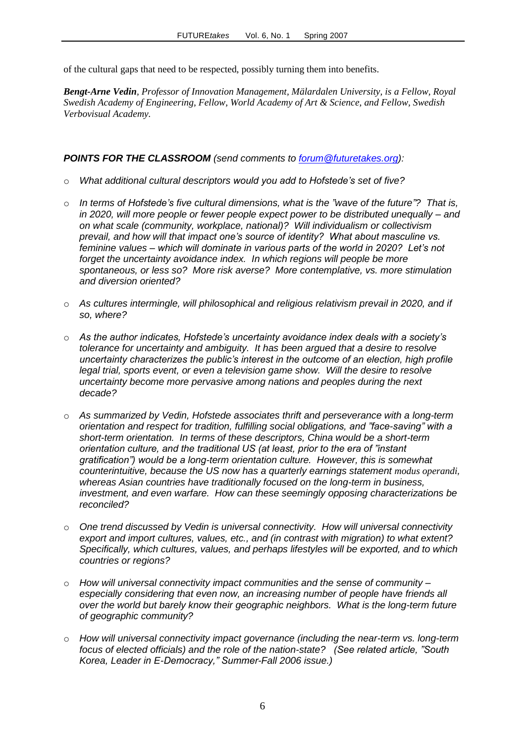of the cultural gaps that need to be respected, possibly turning them into benefits.

***Bengt-Arne Vedin**, Professor of Innovation Management, Mälardalen University, is a Fellow, Royal Swedish Academy of Engineering, Fellow, World Academy of Art & Science, and Fellow, Swedish Verbovisual Academy.*

***POINTS FOR THE CLASSROOM** (send comments to [forum@futuretakes.org](mailto:forum@futuretakes.org)):*

- *What additional cultural descriptors would you add to Hofstede's set of five?*
- *In terms of Hofstede's five cultural dimensions, what is the "wave of the future"? That is, in 2020, will more people or fewer people expect power to be distributed unequally – and on what scale (community, workplace, national)? Will individualism or collectivism prevail, and how will that impact one's source of identity? What about masculine vs. feminine values – which will dominate in various parts of the world in 2020? Let's not forget the uncertainty avoidance index. In which regions will people be more spontaneous, or less so? More risk averse? More contemplative, vs. more stimulation and diversion oriented?*
- *As cultures intermingle, will philosophical and religious relativism prevail in 2020, and if so, where?*
- *As the author indicates, Hofstede's uncertainty avoidance index deals with a society's tolerance for uncertainty and ambiguity. It has been argued that a desire to resolve uncertainty characterizes the public's interest in the outcome of an election, high profile legal trial, sports event, or even a television game show. Will the desire to resolve uncertainty become more pervasive among nations and peoples during the next decade?*
- *As summarized by Vedin, Hofstede associates thrift and perseverance with a long-term orientation and respect for tradition, fulfilling social obligations, and "face-saving" with a short-term orientation. In terms of these descriptors, China would be a short-term orientation culture, and the traditional US (at least, prior to the era of "instant gratification") would be a long-term orientation culture. However, this is somewhat counterintuitive, because the US now has a quarterly earnings statement modus operandi, whereas Asian countries have traditionally focused on the long-term in business, investment, and even warfare. How can these seemingly opposing characterizations be reconciled?*
- *One trend discussed by Vedin is universal connectivity. How will universal connectivity export and import cultures, values, etc., and (in contrast with migration) to what extent? Specifically, which cultures, values, and perhaps lifestyles will be exported, and to which countries or regions?*
- *How will universal connectivity impact communities and the sense of community – especially considering that even now, an increasing number of people have friends all over the world but barely know their geographic neighbors. What is the long-term future of geographic community?*
- *How will universal connectivity impact governance (including the near-term vs. long-term focus of elected officials) and the role of the nation-state? (See related article, "South Korea, Leader in E-Democracy," Summer-Fall 2006 issue.)*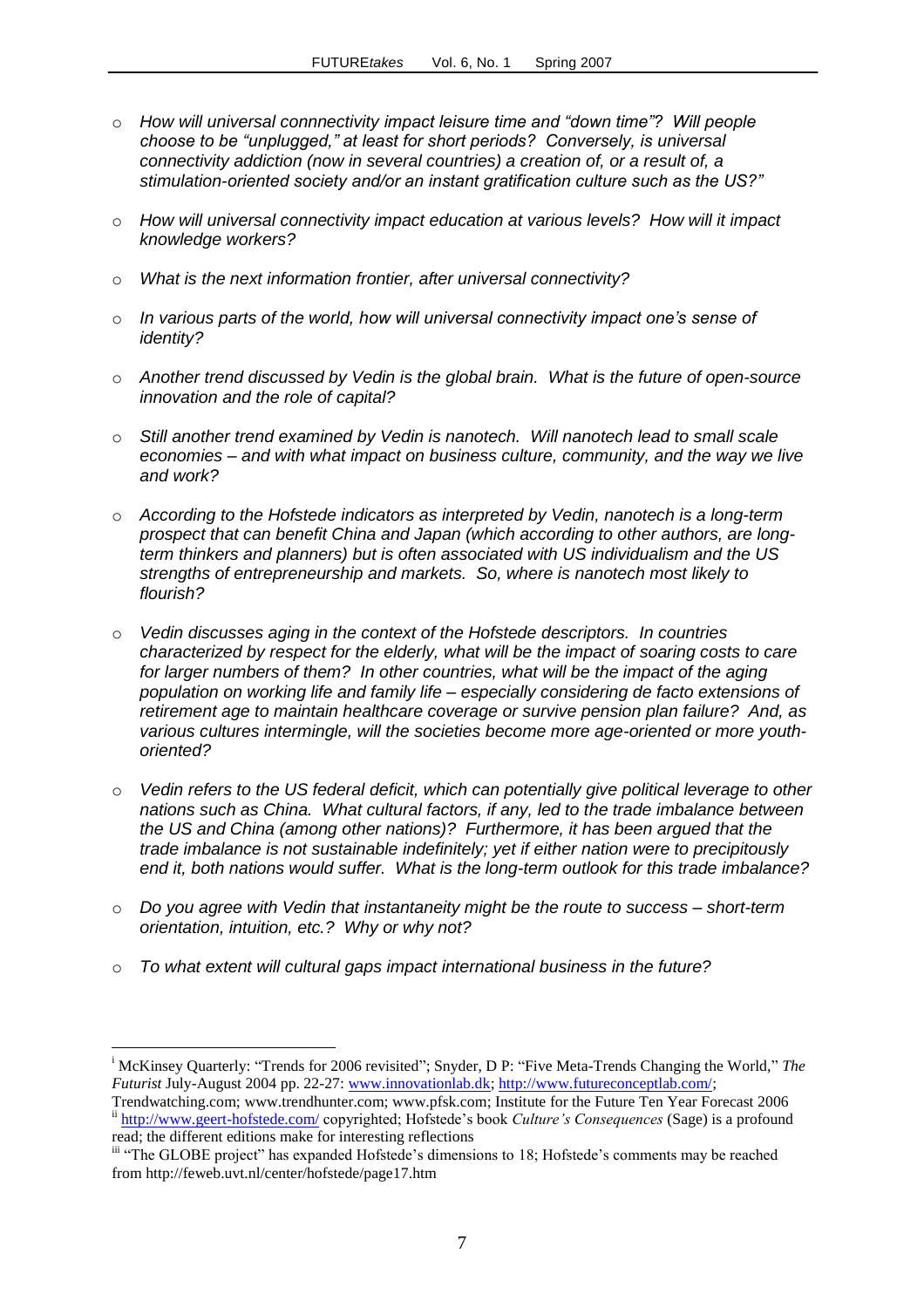- *How will universal connnectivity impact leisure time and "down time"? Will people choose to be "unplugged," at least for short periods? Conversely, is universal connectivity addiction (now in several countries) a creation of, or a result of, a stimulation-oriented society and/or an instant gratification culture such as the US?"*

- *How will universal connectivity impact education at various levels? How will it impact knowledge workers?*

- *What is the next information frontier, after universal connectivity?*

- *In various parts of the world, how will universal connectivity impact one's sense of identity?*

- *Another trend discussed by Vedin is the global brain. What is the future of open-source innovation and the role of capital?*

- *Still another trend examined by Vedin is nanotech. Will nanotech lead to small scale economies – and with what impact on business culture, community, and the way we live and work?*

- *According to the Hofstede indicators as interpreted by Vedin, nanotech is a long-term prospect that can benefit China and Japan (which according to other authors, are long-term thinkers and planners) but is often associated with US individualism and the US strengths of entrepreneurship and markets. So, where is nanotech most likely to flourish?*

- *Vedin discusses aging in the context of the Hofstede descriptors. In countries characterized by respect for the elderly, what will be the impact of soaring costs to care for larger numbers of them? In other countries, what will be the impact of the aging population on working life and family life – especially considering de facto extensions of retirement age to maintain healthcare coverage or survive pension plan failure? And, as various cultures intermingle, will the societies become more age-oriented or more youth-oriented?*

- *Vedin refers to the US federal deficit, which can potentially give political leverage to other nations such as China. What cultural factors, if any, led to the trade imbalance between the US and China (among other nations)? Furthermore, it has been argued that the trade imbalance is not sustainable indefinitely; yet if either nation were to precipitously end it, both nations would suffer. What is the long-term outlook for this trade imbalance?*

- *Do you agree with Vedin that instantaneity might be the route to success – short-term orientation, intuition, etc.? Why or why not?*

- *To what extent will cultural gaps impact international business in the future?*

---

[i] McKinsey Quarterly: "Trends for 2006 revisited"; Snyder, D P: "Five Meta-Trends Changing the World," *The Futurist* July-August 2004 pp. 22-27: www.innovationlab.dk; http://www.futureconceptlab.com/; Trendwatching.com; www.trendhunter.com; www.pfsk.com; Institute for the Future Ten Year Forecast 2006

[ii] http://www.geert-hofstede.com/ copyrighted; Hofstede's book *Culture's Consequences* (Sage) is a profound read; the different editions make for interesting reflections

[iii] "The GLOBE project" has expanded Hofstede's dimensions to 18; Hofstede's comments may be reached from http://feweb.uvt.nl/center/hofstede/page17.htm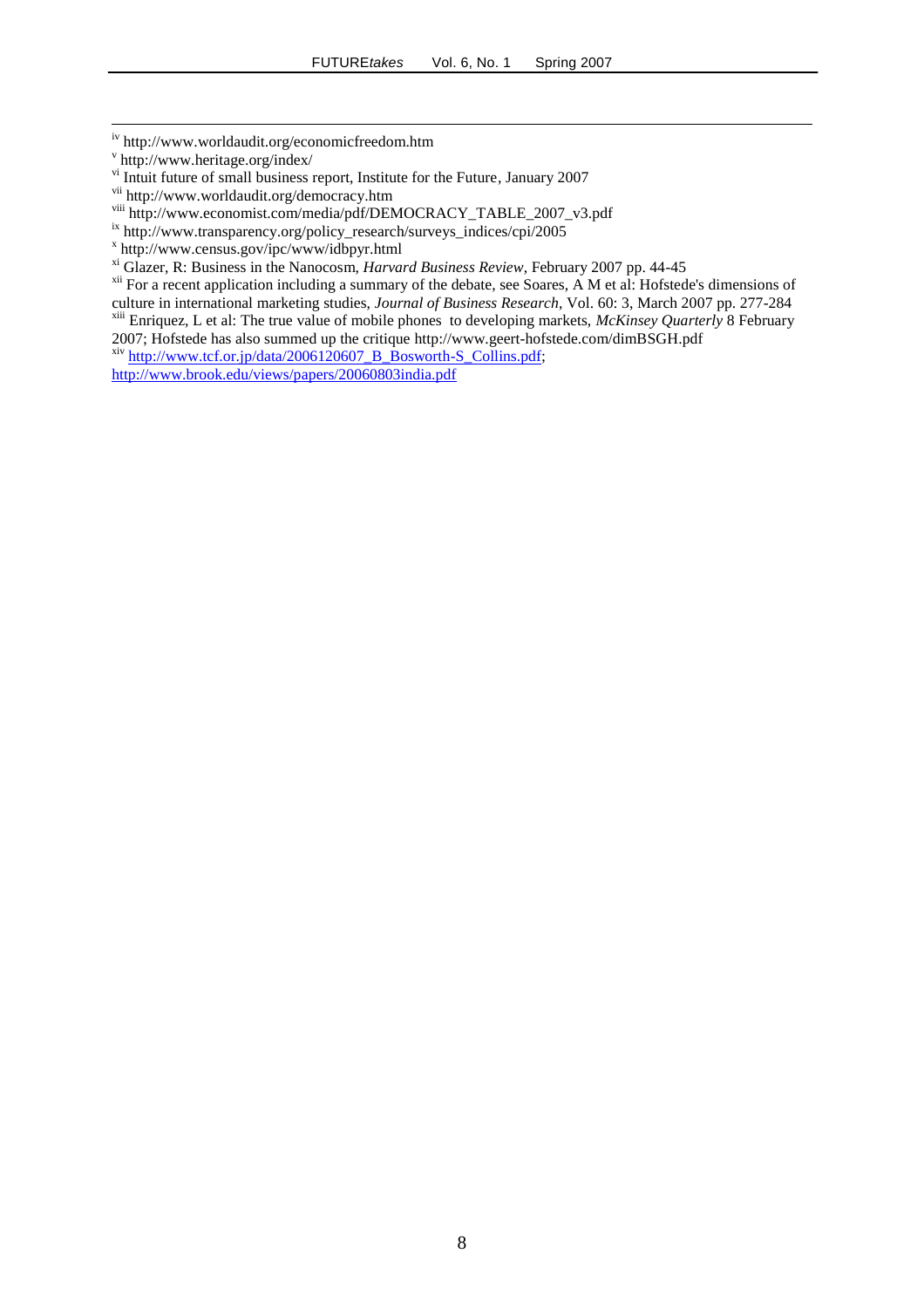[iv] http://www.worldaudit.org/economicfreedom.htm

[v] http://www.heritage.org/index/

[vi] Intuit future of small business report, Institute for the Future, January 2007

[vii] http://www.worldaudit.org/democracy.htm

[viii] http://www.economist.com/media/pdf/DEMOCRACY_TABLE_2007_v3.pdf

[ix] http://www.transparency.org/policy_research/surveys_indices/cpi/2005

[x] http://www.census.gov/ipc/www/idbpyr.html

[xi] Glazer, R: Business in the Nanocosm, *Harvard Business Review*, February 2007 pp. 44-45

[xii] For a recent application including a summary of the debate, see Soares, A M et al: Hofstede's dimensions of culture in international marketing studies, *Journal of Business Research*, Vol. 60: 3, March 2007 pp. 277-284

[xiii] Enriquez, L et al: The true value of mobile phones to developing markets, *McKinsey Quarterly* 8 February 2007; Hofstede has also summed up the critique http://www.geert-hofstede.com/dimBSGH.pdf

[xiv] http://www.tcf.or.jp/data/2006120607_B_Bosworth-S_Collins.pdf; http://www.brook.edu/views/papers/20060803india.pdf